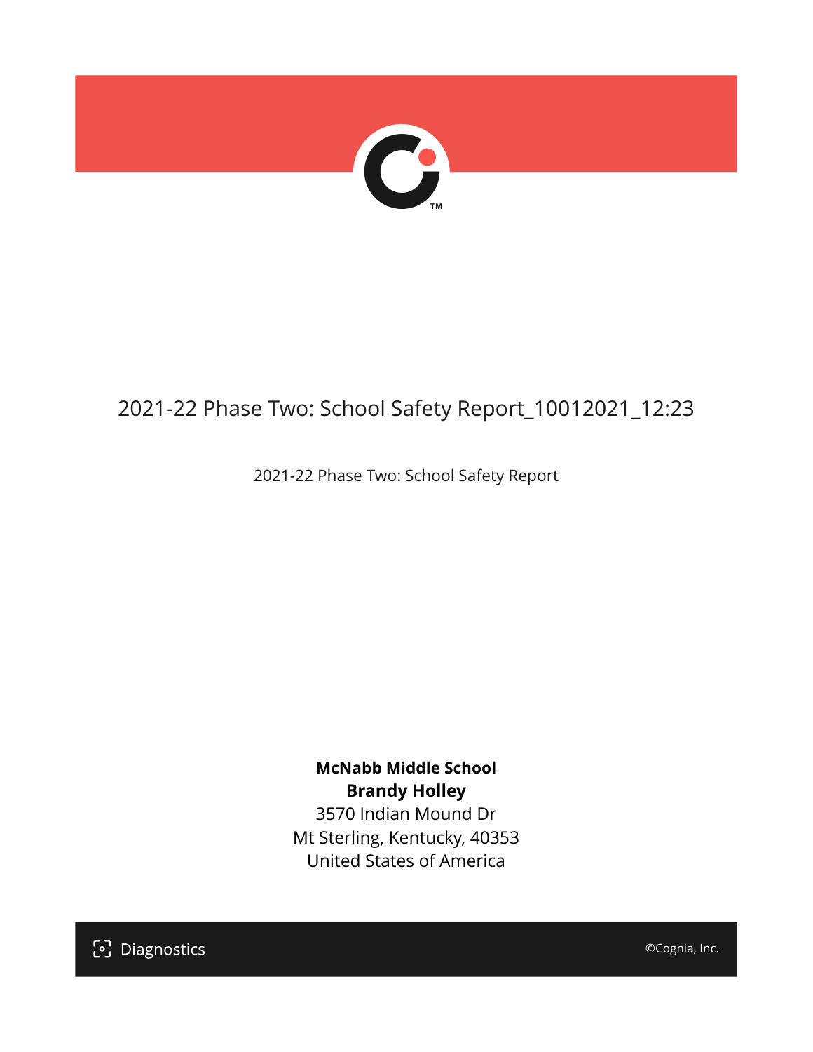# 2021-22 Phase Two: School Safety Report_10012021_12:23

2021-22 Phase Two: School Safety Report

**McNabb Middle School**
**Brandy Holley**
3570 Indian Mound Dr
Mt Sterling, Kentucky, 40353
United States of America

Diagnostics

©Cognia, Inc.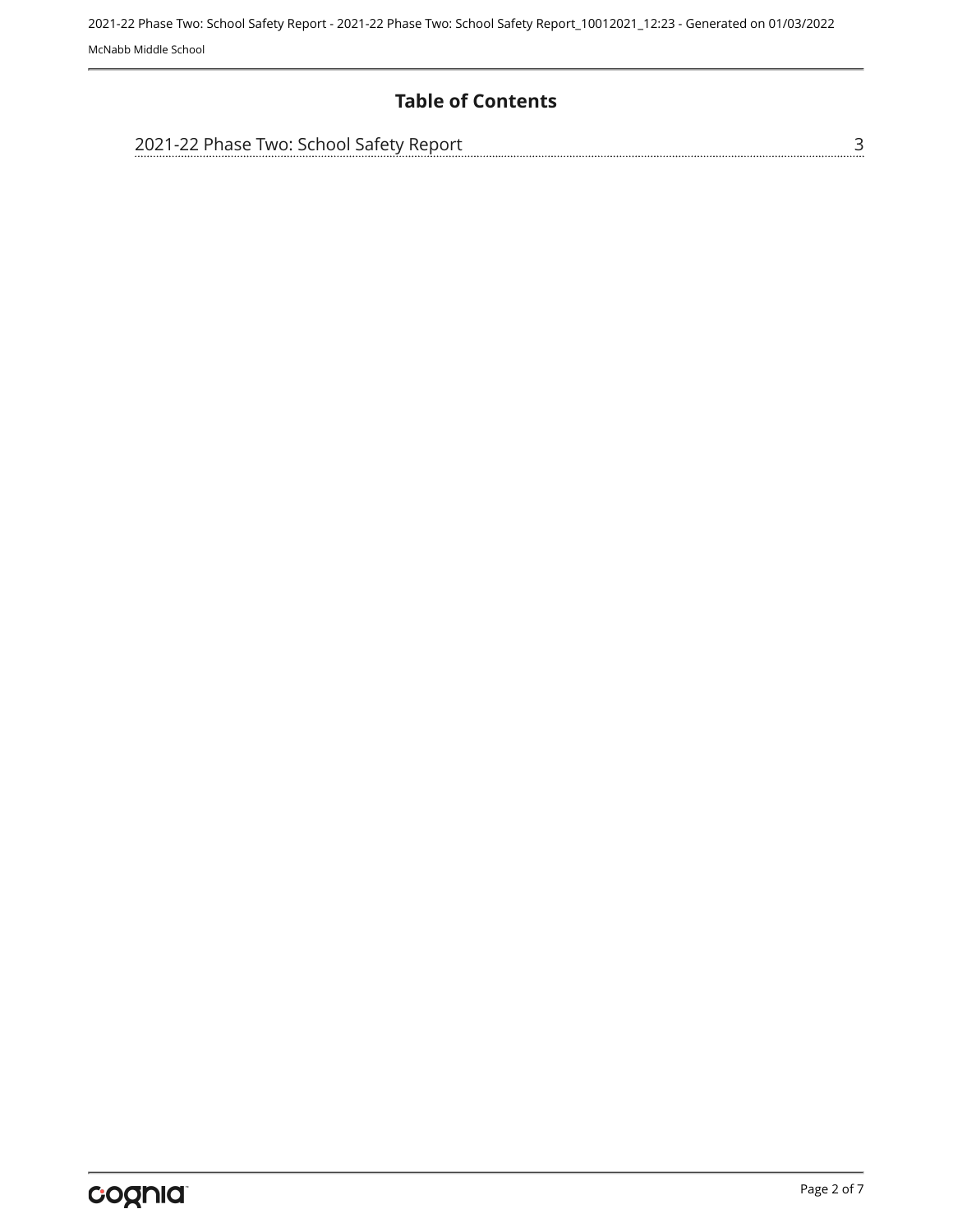## Table of Contents

2021-22 Phase Two: School Safety Report ........................................ 3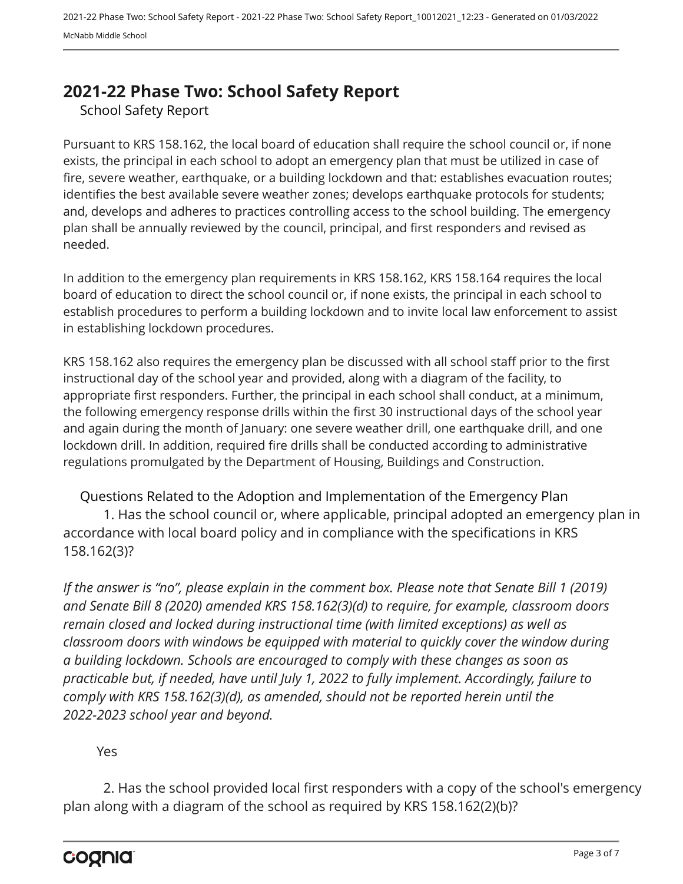## 2021-22 Phase Two: School Safety Report

### School Safety Report

Pursuant to KRS 158.162, the local board of education shall require the school council or, if none exists, the principal in each school to adopt an emergency plan that must be utilized in case of fire, severe weather, earthquake, or a building lockdown and that: establishes evacuation routes; identifies the best available severe weather zones; develops earthquake protocols for students; and, develops and adheres to practices controlling access to the school building. The emergency plan shall be annually reviewed by the council, principal, and first responders and revised as needed.

In addition to the emergency plan requirements in KRS 158.162, KRS 158.164 requires the local board of education to direct the school council or, if none exists, the principal in each school to establish procedures to perform a building lockdown and to invite local law enforcement to assist in establishing lockdown procedures.

KRS 158.162 also requires the emergency plan be discussed with all school staff prior to the first instructional day of the school year and provided, along with a diagram of the facility, to appropriate first responders. Further, the principal in each school shall conduct, at a minimum, the following emergency response drills within the first 30 instructional days of the school year and again during the month of January: one severe weather drill, one earthquake drill, and one lockdown drill. In addition, required fire drills shall be conducted according to administrative regulations promulgated by the Department of Housing, Buildings and Construction.

### Questions Related to the Adoption and Implementation of the Emergency Plan

1. Has the school council or, where applicable, principal adopted an emergency plan in accordance with local board policy and in compliance with the specifications in KRS 158.162(3)?

*If the answer is "no", please explain in the comment box. Please note that Senate Bill 1 (2019) and Senate Bill 8 (2020) amended KRS 158.162(3)(d) to require, for example, classroom doors remain closed and locked during instructional time (with limited exceptions) as well as classroom doors with windows be equipped with material to quickly cover the window during a building lockdown. Schools are encouraged to comply with these changes as soon as practicable but, if needed, have until July 1, 2022 to fully implement. Accordingly, failure to comply with KRS 158.162(3)(d), as amended, should not be reported herein until the 2022-2023 school year and beyond.*

Yes

2. Has the school provided local first responders with a copy of the school's emergency plan along with a diagram of the school as required by KRS 158.162(2)(b)?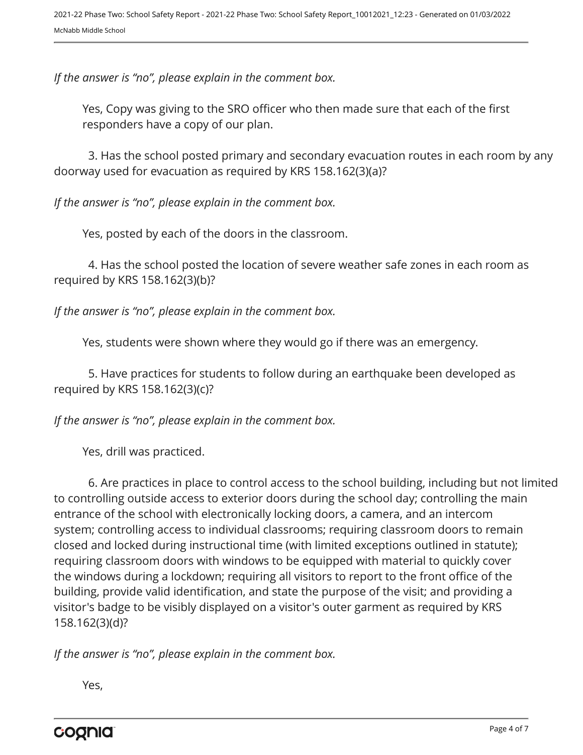*If the answer is "no", please explain in the comment box.*

Yes, Copy was giving to the SRO officer who then made sure that each of the first responders have a copy of our plan.

3. Has the school posted primary and secondary evacuation routes in each room by any doorway used for evacuation as required by KRS 158.162(3)(a)?

*If the answer is "no", please explain in the comment box.*

Yes, posted by each of the doors in the classroom.

4. Has the school posted the location of severe weather safe zones in each room as required by KRS 158.162(3)(b)?

*If the answer is "no", please explain in the comment box.*

Yes, students were shown where they would go if there was an emergency.

5. Have practices for students to follow during an earthquake been developed as required by KRS 158.162(3)(c)?

*If the answer is "no", please explain in the comment box.*

Yes, drill was practiced.

6. Are practices in place to control access to the school building, including but not limited to controlling outside access to exterior doors during the school day; controlling the main entrance of the school with electronically locking doors, a camera, and an intercom system; controlling access to individual classrooms; requiring classroom doors to remain closed and locked during instructional time (with limited exceptions outlined in statute); requiring classroom doors with windows to be equipped with material to quickly cover the windows during a lockdown; requiring all visitors to report to the front office of the building, provide valid identification, and state the purpose of the visit; and providing a visitor's badge to be visibly displayed on a visitor's outer garment as required by KRS 158.162(3)(d)?

*If the answer is "no", please explain in the comment box.*

Yes,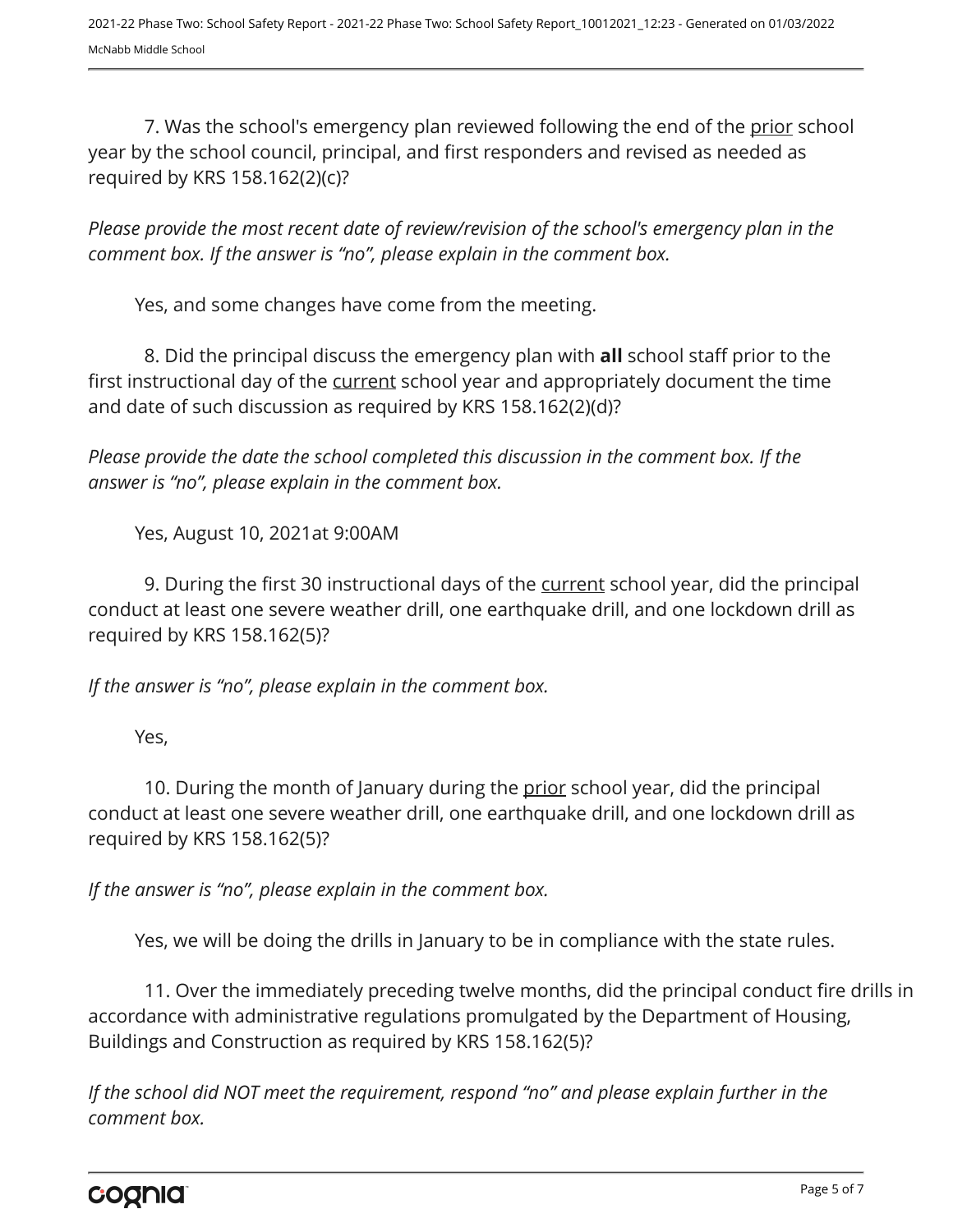7. Was the school's emergency plan reviewed following the end of the prior school year by the school council, principal, and first responders and revised as needed as required by KRS 158.162(2)(c)?

*Please provide the most recent date of review/revision of the school's emergency plan in the comment box. If the answer is "no", please explain in the comment box.*

Yes, and some changes have come from the meeting.

8. Did the principal discuss the emergency plan with **all** school staff prior to the first instructional day of the current school year and appropriately document the time and date of such discussion as required by KRS 158.162(2)(d)?

*Please provide the date the school completed this discussion in the comment box. If the answer is "no", please explain in the comment box.*

Yes, August 10, 2021at 9:00AM

9. During the first 30 instructional days of the current school year, did the principal conduct at least one severe weather drill, one earthquake drill, and one lockdown drill as required by KRS 158.162(5)?

*If the answer is "no", please explain in the comment box.*

Yes,

10. During the month of January during the prior school year, did the principal conduct at least one severe weather drill, one earthquake drill, and one lockdown drill as required by KRS 158.162(5)?

*If the answer is "no", please explain in the comment box.*

Yes, we will be doing the drills in January to be in compliance with the state rules.

11. Over the immediately preceding twelve months, did the principal conduct fire drills in accordance with administrative regulations promulgated by the Department of Housing, Buildings and Construction as required by KRS 158.162(5)?

*If the school did NOT meet the requirement, respond "no" and please explain further in the comment box.*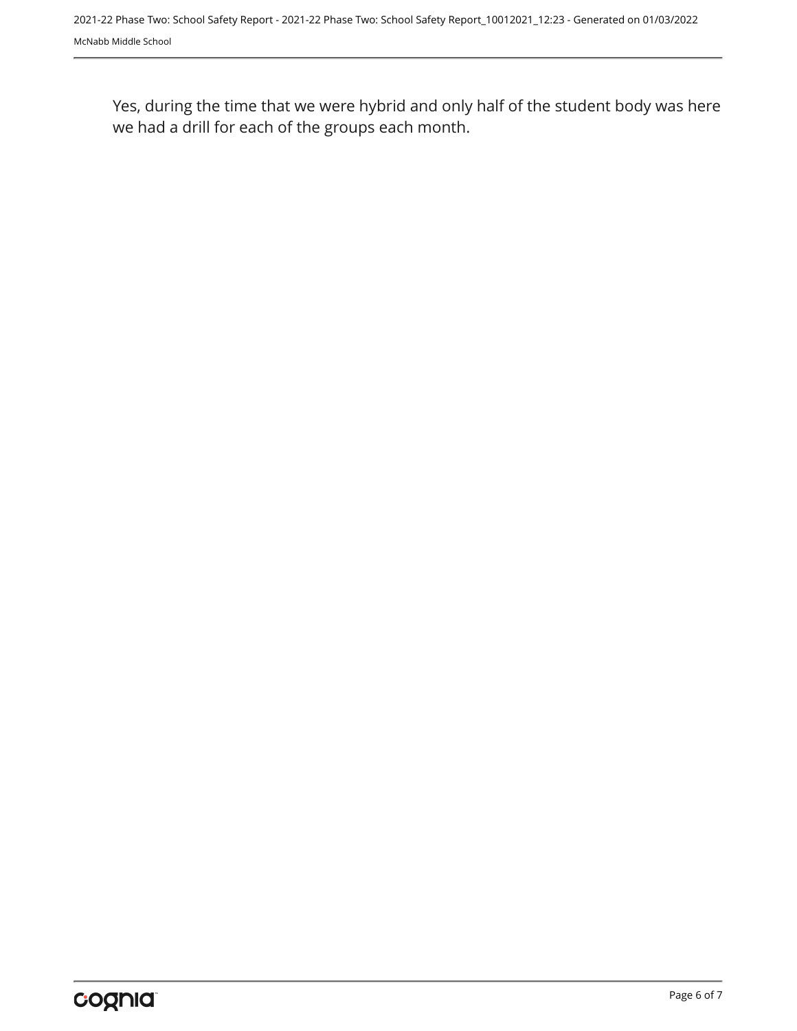Yes, during the time that we were hybrid and only half of the student body was here we had a drill for each of the groups each month.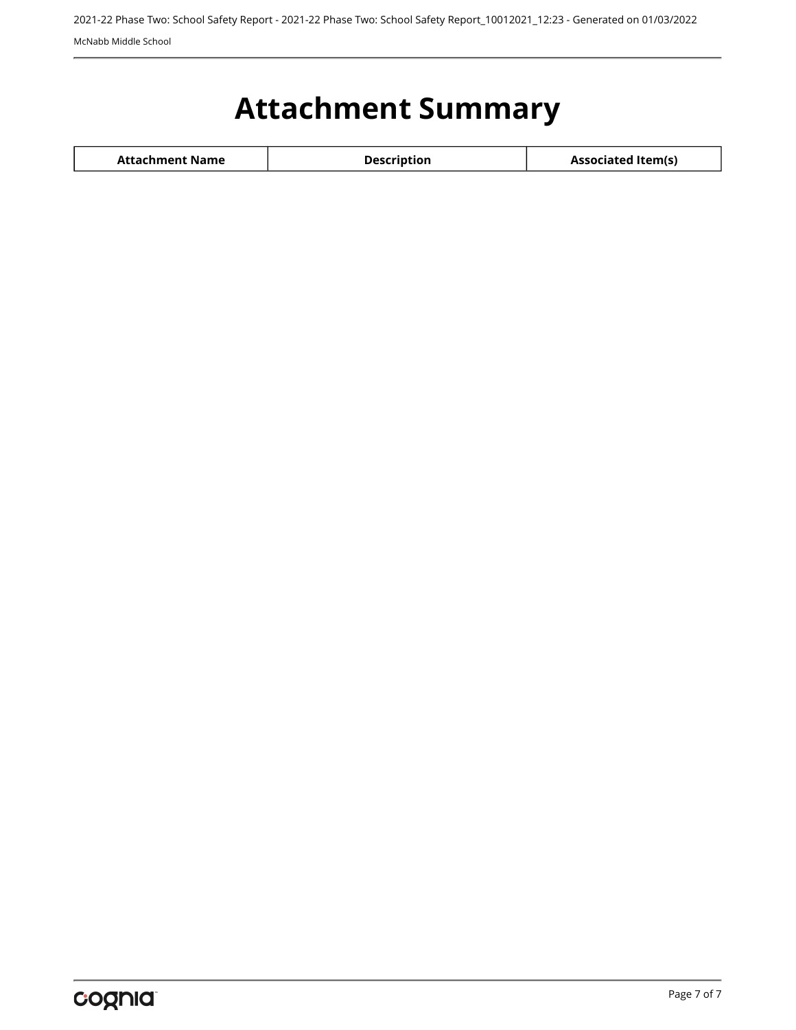# Attachment Summary

| Attachment Name | Description | Associated Item(s) |
| --- | --- | --- |